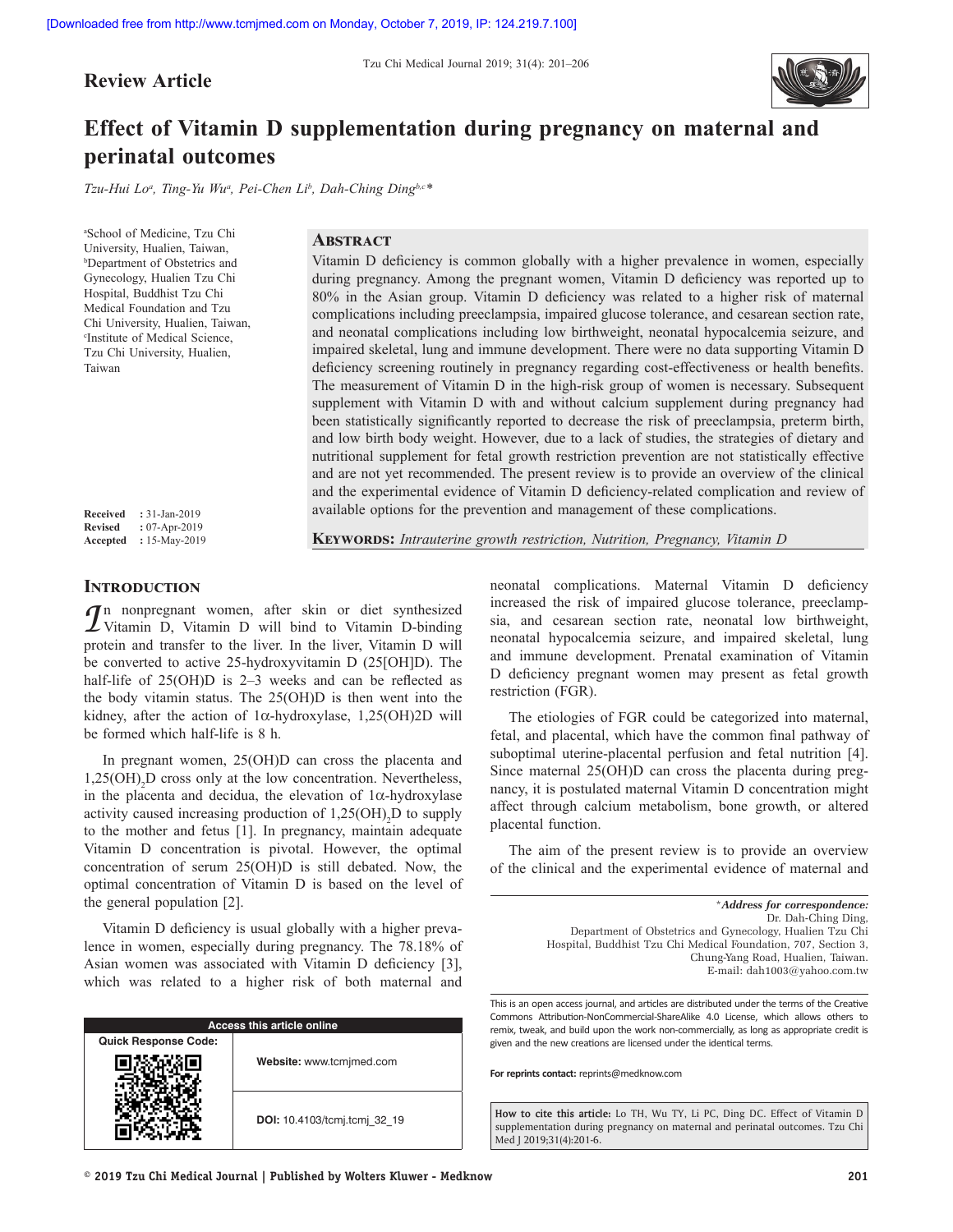**Review Article**

# Effect of Vitamin D supplementation during pregnancy on maternal and perinatal outcomes

*Tzu-Hui Lo[a], Ting-Yu Wu[a], Pei-Chen Li[b], Dah-Ching Ding[b,c]**

[a]School of Medicine, Tzu Chi University, Hualien, Taiwan, [b]Department of Obstetrics and Gynecology, Hualien Tzu Chi Hospital, Buddhist Tzu Chi Medical Foundation and Tzu Chi University, Hualien, Taiwan, [c]Institute of Medical Science, Tzu Chi University, Hualien, Taiwan

**Received** : 31-Jan-2019
**Revised** : 07-Apr-2019
**Accepted** : 15-May-2019

## Abstract

Vitamin D deficiency is common globally with a higher prevalence in women, especially during pregnancy. Among the pregnant women, Vitamin D deficiency was reported up to 80% in the Asian group. Vitamin D deficiency was related to a higher risk of maternal complications including preeclampsia, impaired glucose tolerance, and cesarean section rate, and neonatal complications including low birthweight, neonatal hypocalcemia seizure, and impaired skeletal, lung and immune development. There were no data supporting Vitamin D deficiency screening routinely in pregnancy regarding cost-effectiveness or health benefits. The measurement of Vitamin D in the high-risk group of women is necessary. Subsequent supplement with Vitamin D with and without calcium supplement during pregnancy had been statistically significantly reported to decrease the risk of preeclampsia, preterm birth, and low birth body weight. However, due to a lack of studies, the strategies of dietary and nutritional supplement for fetal growth restriction prevention are not statistically effective and are not yet recommended. The present review is to provide an overview of the clinical and the experimental evidence of Vitamin D deficiency-related complication and review of available options for the prevention and management of these complications.

**Keywords:** *Intrauterine growth restriction, Nutrition, Pregnancy, Vitamin D*

## Introduction

In nonpregnant women, after skin or diet synthesized Vitamin D, Vitamin D will bind to Vitamin D-binding protein and transfer to the liver. In the liver, Vitamin D will be converted to active 25-hydroxyvitamin D (25[OH]D). The half-life of 25(OH)D is 2–3 weeks and can be reflected as the body vitamin status. The 25(OH)D is then went into the kidney, after the action of 1α-hydroxylase, 1,25(OH)2D will be formed which half-life is 8 h.

In pregnant women, 25(OH)D can cross the placenta and 1,25$(OH)_2$D cross only at the low concentration. Nevertheless, in the placenta and decidua, the elevation of 1α-hydroxylase activity caused increasing production of 1,25$(OH)_2$D to supply to the mother and fetus [1]. In pregnancy, maintain adequate Vitamin D concentration is pivotal. However, the optimal concentration of serum 25(OH)D is still debated. Now, the optimal concentration of Vitamin D is based on the level of the general population [2].

Vitamin D deficiency is usual globally with a higher prevalence in women, especially during pregnancy. The 78.18% of Asian women was associated with Vitamin D deficiency [3], which was related to a higher risk of both maternal and neonatal complications. Maternal Vitamin D deficiency increased the risk of impaired glucose tolerance, preeclampsia, and cesarean section rate, neonatal low birthweight, neonatal hypocalcemia seizure, and impaired skeletal, lung and immune development. Prenatal examination of Vitamin D deficiency pregnant women may present as fetal growth restriction (FGR).

The etiologies of FGR could be categorized into maternal, fetal, and placental, which have the common final pathway of suboptimal uterine-placental perfusion and fetal nutrition [4]. Since maternal 25(OH)D can cross the placenta during pregnancy, it is postulated maternal Vitamin D concentration might affect through calcium metabolism, bone growth, or altered placental function.

The aim of the present review is to provide an overview of the clinical and the experimental evidence of maternal and

*Address for correspondence:*
Dr. Dah-Ching Ding,
Department of Obstetrics and Gynecology, Hualien Tzu Chi Hospital, Buddhist Tzu Chi Medical Foundation, 707, Section 3, Chung-Yang Road, Hualien, Taiwan.
E-mail: dah1003@yahoo.com.tw

| Access this article online | |
|---|---|
| Quick Response Code: | Website: www.tcmjmed.com |
| | DOI: 10.4103/tcmj.tcmj_32_19 |

This is an open access journal, and articles are distributed under the terms of the Creative Commons Attribution-NonCommercial-ShareAlike 4.0 License, which allows others to remix, tweak, and build upon the work non-commercially, as long as appropriate credit is given and the new creations are licensed under the identical terms.

**For reprints contact:** reprints@medknow.com

**How to cite this article:** Lo TH, Wu TY, Li PC, Ding DC. Effect of Vitamin D supplementation during pregnancy on maternal and perinatal outcomes. Tzu Chi Med J 2019;31(4):201-6.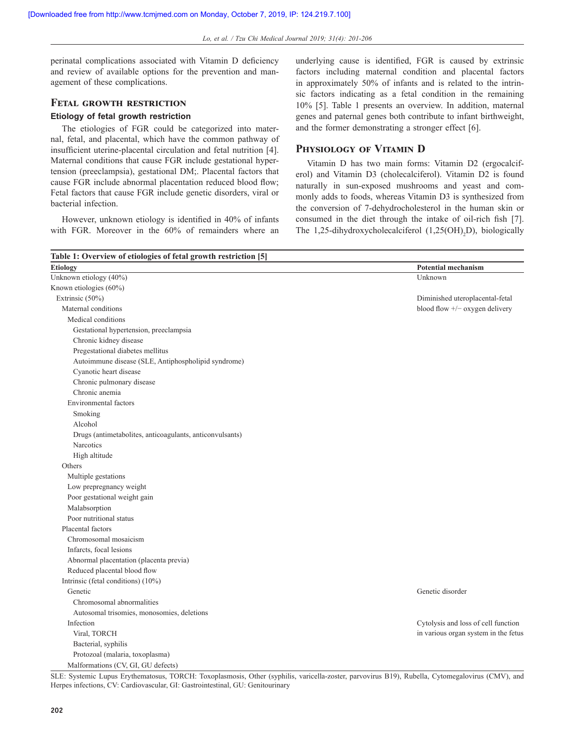perinatal complications associated with Vitamin D deficiency and review of available options for the prevention and management of these complications.

## Fetal growth restriction

### Etiology of fetal growth restriction

The etiologies of FGR could be categorized into maternal, fetal, and placental, which have the common pathway of insufficient uterine-placental circulation and fetal nutrition [4]. Maternal conditions that cause FGR include gestational hypertension (preeclampsia), gestational DM;. Placental factors that cause FGR include abnormal placentation reduced blood flow; Fetal factors that cause FGR include genetic disorders, viral or bacterial infection.

However, unknown etiology is identified in 40% of infants with FGR. Moreover in the 60% of remainders where an underlying cause is identified, FGR is caused by extrinsic factors including maternal condition and placental factors in approximately 50% of infants and is related to the intrinsic factors indicating as a fetal condition in the remaining 10% [5]. Table 1 presents an overview. In addition, maternal genes and paternal genes both contribute to infant birthweight, and the former demonstrating a stronger effect [6].

## Physiology of Vitamin D

Vitamin D has two main forms: Vitamin D2 (ergocalciferol) and Vitamin D3 (cholecalciferol). Vitamin D2 is found naturally in sun-exposed mushrooms and yeast and commonly adds to foods, whereas Vitamin D3 is synthesized from the conversion of 7-dehydrocholesterol in the human skin or consumed in the diet through the intake of oil-rich fish [7]. The 1,25-dihydroxycholecalciferol ($1,25(OH)_2D$), biologically

**Table 1: Overview of etiologies of fetal growth restriction [5]**

| Etiology | Potential mechanism |
|---|---|
| Unknown etiology (40%) | Unknown |
| Known etiologies (60%) | |
| Extrinsic (50%) | Diminished uteroplacental-fetal blood flow +/− oxygen delivery |
| Maternal conditions | |
| Medical conditions | |
| Gestational hypertension, preeclampsia | |
| Chronic kidney disease | |
| Pregestational diabetes mellitus | |
| Autoimmune disease (SLE, Antiphospholipid syndrome) | |
| Cyanotic heart disease | |
| Chronic pulmonary disease | |
| Chronic anemia | |
| Environmental factors | |
| Smoking | |
| Alcohol | |
| Drugs (antimetabolites, anticoagulants, anticonvulsants) | |
| Narcotics | |
| High altitude | |
| Others | |
| Multiple gestations | |
| Low prepregnancy weight | |
| Poor gestational weight gain | |
| Malabsorption | |
| Poor nutritional status | |
| Placental factors | |
| Chromosomal mosaicism | |
| Infarcts, focal lesions | |
| Abnormal placentation (placenta previa) | |
| Reduced placental blood flow | |
| Intrinsic (fetal conditions) (10%) | |
| Genetic | Genetic disorder |
| Chromosomal abnormalities | |
| Autosomal trisomies, monosomies, deletions | |
| Infection | Cytolysis and loss of cell function in various organ system in the fetus |
| Viral, TORCH | |
| Bacterial, syphilis | |
| Protozoal (malaria, toxoplasma) | |
| Malformations (CV, GI, GU defects) | |

SLE: Systemic Lupus Erythematosus, TORCH: Toxoplasmosis, Other (syphilis, varicella-zoster, parvovirus B19), Rubella, Cytomegalovirus (CMV), and Herpes infections, CV: Cardiovascular, GI: Gastrointestinal, GU: Genitourinary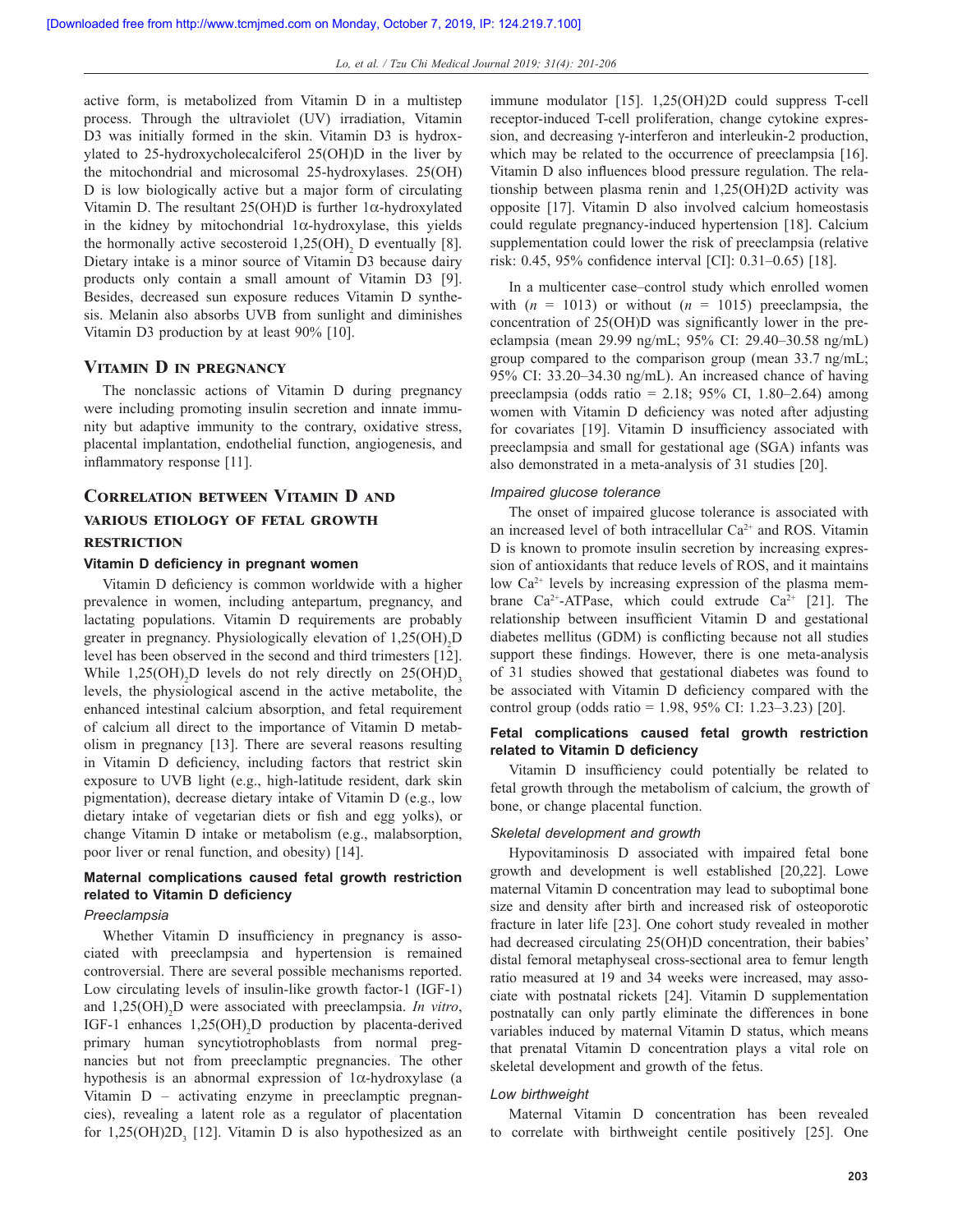active form, is metabolized from Vitamin D in a multistep process. Through the ultraviolet (UV) irradiation, Vitamin D3 was initially formed in the skin. Vitamin D3 is hydroxylated to 25-hydroxycholecalciferol 25(OH)D in the liver by the mitochondrial and microsomal 25-hydroxylases. 25(OH)D is low biologically active but a major form of circulating Vitamin D. The resultant 25(OH)D is further 1α-hydroxylated in the kidney by mitochondrial 1α-hydroxylase, this yields the hormonally active secosteroid $1,25(OH)_2$ D eventually [8]. Dietary intake is a minor source of Vitamin D3 because dairy products only contain a small amount of Vitamin D3 [9]. Besides, decreased sun exposure reduces Vitamin D synthesis. Melanin also absorbs UVB from sunlight and diminishes Vitamin D3 production by at least 90% [10].

## Vitamin D in pregnancy

The nonclassic actions of Vitamin D during pregnancy were including promoting insulin secretion and innate immunity but adaptive immunity to the contrary, oxidative stress, placental implantation, endothelial function, angiogenesis, and inflammatory response [11].

## Correlation between Vitamin D and various etiology of fetal growth restriction

### Vitamin D deficiency in pregnant women

Vitamin D deficiency is common worldwide with a higher prevalence in women, including antepartum, pregnancy, and lactating populations. Vitamin D requirements are probably greater in pregnancy. Physiologically elevation of $1,25(OH)_2D$ level has been observed in the second and third trimesters [12]. While $1,25(OH)_2D$ levels do not rely directly on $25(OH)D_3$ levels, the physiological ascend in the active metabolite, the enhanced intestinal calcium absorption, and fetal requirement of calcium all direct to the importance of Vitamin D metabolism in pregnancy [13]. There are several reasons resulting in Vitamin D deficiency, including factors that restrict skin exposure to UVB light (e.g., high-latitude resident, dark skin pigmentation), decrease dietary intake of Vitamin D (e.g., low dietary intake of vegetarian diets or fish and egg yolks), or change Vitamin D intake or metabolism (e.g., malabsorption, poor liver or renal function, and obesity) [14].

### Maternal complications caused fetal growth restriction related to Vitamin D deficiency

#### *Preeclampsia*

Whether Vitamin D insufficiency in pregnancy is associated with preeclampsia and hypertension is remained controversial. There are several possible mechanisms reported. Low circulating levels of insulin-like growth factor-1 (IGF-1) and $1,25(OH)_2D$ were associated with preeclampsia. *In vitro*, IGF-1 enhances $1,25(OH)_2D$ production by placenta-derived primary human syncytiotrophoblasts from normal pregnancies but not from preeclamptic pregnancies. The other hypothesis is an abnormal expression of 1α-hydroxylase (a Vitamin D – activating enzyme in preeclamptic pregnancies), revealing a latent role as a regulator of placentation for $1,25(OH)2D_3$ [12]. Vitamin D is also hypothesized as an immune modulator [15]. 1,25(OH)2D could suppress T-cell receptor-induced T-cell proliferation, change cytokine expression, and decreasing γ-interferon and interleukin-2 production, which may be related to the occurrence of preeclampsia [16]. Vitamin D also influences blood pressure regulation. The relationship between plasma renin and 1,25(OH)2D activity was opposite [17]. Vitamin D also involved calcium homeostasis could regulate pregnancy-induced hypertension [18]. Calcium supplementation could lower the risk of preeclampsia (relative risk: 0.45, 95% confidence interval [CI]: 0.31–0.65) [18].

In a multicenter case–control study which enrolled women with ($n$ = 1013) or without ($n$ = 1015) preeclampsia, the concentration of 25(OH)D was significantly lower in the preeclampsia (mean 29.99 ng/mL; 95% CI: 29.40–30.58 ng/mL) group compared to the comparison group (mean 33.7 ng/mL; 95% CI: 33.20–34.30 ng/mL). An increased chance of having preeclampsia (odds ratio = 2.18; 95% CI, 1.80–2.64) among women with Vitamin D deficiency was noted after adjusting for covariates [19]. Vitamin D insufficiency associated with preeclampsia and small for gestational age (SGA) infants was also demonstrated in a meta-analysis of 31 studies [20].

#### *Impaired glucose tolerance*

The onset of impaired glucose tolerance is associated with an increased level of both intracellular $Ca^{2+}$ and ROS. Vitamin D is known to promote insulin secretion by increasing expression of antioxidants that reduce levels of ROS, and it maintains low $Ca^{2+}$ levels by increasing expression of the plasma membrane $Ca^{2+}$-ATPase, which could extrude $Ca^{2+}$ [21]. The relationship between insufficient Vitamin D and gestational diabetes mellitus (GDM) is conflicting because not all studies support these findings. However, there is one meta-analysis of 31 studies showed that gestational diabetes was found to be associated with Vitamin D deficiency compared with the control group (odds ratio = 1.98, 95% CI: 1.23–3.23) [20].

### Fetal complications caused fetal growth restriction related to Vitamin D deficiency

Vitamin D insufficiency could potentially be related to fetal growth through the metabolism of calcium, the growth of bone, or change placental function.

#### *Skeletal development and growth*

Hypovitaminosis D associated with impaired fetal bone growth and development is well established [20,22]. Lowe maternal Vitamin D concentration may lead to suboptimal bone size and density after birth and increased risk of osteoporotic fracture in later life [23]. One cohort study revealed in mother had decreased circulating 25(OH)D concentration, their babies' distal femoral metaphyseal cross-sectional area to femur length ratio measured at 19 and 34 weeks were increased, may associate with postnatal rickets [24]. Vitamin D supplementation postnatally can only partly eliminate the differences in bone variables induced by maternal Vitamin D status, which means that prenatal Vitamin D concentration plays a vital role on skeletal development and growth of the fetus.

#### *Low birthweight*

Maternal Vitamin D concentration has been revealed to correlate with birthweight centile positively [25]. One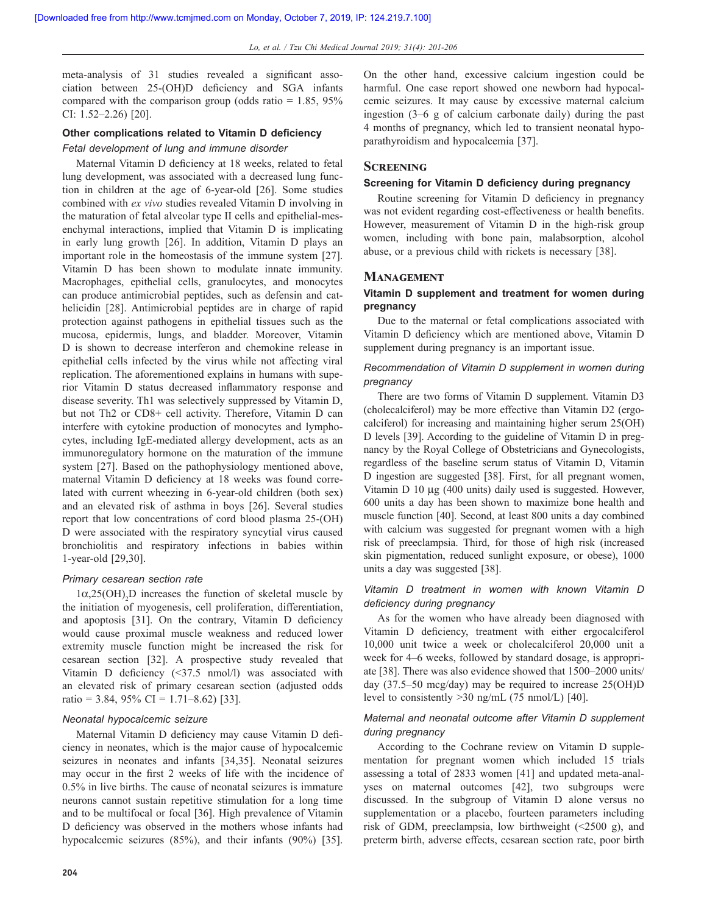meta-analysis of 31 studies revealed a significant association between 25-(OH)D deficiency and SGA infants compared with the comparison group (odds ratio = 1.85, 95% CI: 1.52–2.26) [20].

### Other complications related to Vitamin D deficiency

#### *Fetal development of lung and immune disorder*

Maternal Vitamin D deficiency at 18 weeks, related to fetal lung development, was associated with a decreased lung function in children at the age of 6-year-old [26]. Some studies combined with *ex vivo* studies revealed Vitamin D involving in the maturation of fetal alveolar type II cells and epithelial-mesenchymal interactions, implied that Vitamin D is implicating in early lung growth [26]. In addition, Vitamin D plays an important role in the homeostasis of the immune system [27]. Vitamin D has been shown to modulate innate immunity. Macrophages, epithelial cells, granulocytes, and monocytes can produce antimicrobial peptides, such as defensin and cathelicidin [28]. Antimicrobial peptides are in charge of rapid protection against pathogens in epithelial tissues such as the mucosa, epidermis, lungs, and bladder. Moreover, Vitamin D is shown to decrease interferon and chemokine release in epithelial cells infected by the virus while not affecting viral replication. The aforementioned explains in humans with superior Vitamin D status decreased inflammatory response and disease severity. Th1 was selectively suppressed by Vitamin D, but not Th2 or CD8+ cell activity. Therefore, Vitamin D can interfere with cytokine production of monocytes and lymphocytes, including IgE-mediated allergy development, acts as an immunoregulatory hormone on the maturation of the immune system [27]. Based on the pathophysiology mentioned above, maternal Vitamin D deficiency at 18 weeks was found correlated with current wheezing in 6-year-old children (both sex) and an elevated risk of asthma in boys [26]. Several studies report that low concentrations of cord blood plasma 25-(OH) D were associated with the respiratory syncytial virus caused bronchiolitis and respiratory infections in babies within 1-year-old [29,30].

#### *Primary cesarean section rate*

$1\alpha,25(OH)_2D$ increases the function of skeletal muscle by the initiation of myogenesis, cell proliferation, differentiation, and apoptosis [31]. On the contrary, Vitamin D deficiency would cause proximal muscle weakness and reduced lower extremity muscle function might be increased the risk for cesarean section [32]. A prospective study revealed that Vitamin D deficiency (<37.5 nmol/l) was associated with an elevated risk of primary cesarean section (adjusted odds ratio = 3.84, 95% CI = 1.71–8.62) [33].

#### *Neonatal hypocalcemic seizure*

Maternal Vitamin D deficiency may cause Vitamin D deficiency in neonates, which is the major cause of hypocalcemic seizures in neonates and infants [34,35]. Neonatal seizures may occur in the first 2 weeks of life with the incidence of 0.5% in live births. The cause of neonatal seizures is immature neurons cannot sustain repetitive stimulation for a long time and to be multifocal or focal [36]. High prevalence of Vitamin D deficiency was observed in the mothers whose infants had hypocalcemic seizures (85%), and their infants (90%) [35]. On the other hand, excessive calcium ingestion could be harmful. One case report showed one newborn had hypocalcemic seizures. It may cause by excessive maternal calcium ingestion (3–6 g of calcium carbonate daily) during the past 4 months of pregnancy, which led to transient neonatal hypoparathyroidism and hypocalcemia [37].

## Screening

### Screening for Vitamin D deficiency during pregnancy

Routine screening for Vitamin D deficiency in pregnancy was not evident regarding cost-effectiveness or health benefits. However, measurement of Vitamin D in the high-risk group women, including with bone pain, malabsorption, alcohol abuse, or a previous child with rickets is necessary [38].

## Management

### Vitamin D supplement and treatment for women during pregnancy

Due to the maternal or fetal complications associated with Vitamin D deficiency which are mentioned above, Vitamin D supplement during pregnancy is an important issue.

#### *Recommendation of Vitamin D supplement in women during pregnancy*

There are two forms of Vitamin D supplement. Vitamin D3 (cholecalciferol) may be more effective than Vitamin D2 (ergocalciferol) for increasing and maintaining higher serum 25(OH) D levels [39]. According to the guideline of Vitamin D in pregnancy by the Royal College of Obstetricians and Gynecologists, regardless of the baseline serum status of Vitamin D, Vitamin D ingestion are suggested [38]. First, for all pregnant women, Vitamin D 10 μg (400 units) daily used is suggested. However, 600 units a day has been shown to maximize bone health and muscle function [40]. Second, at least 800 units a day combined with calcium was suggested for pregnant women with a high risk of preeclampsia. Third, for those of high risk (increased skin pigmentation, reduced sunlight exposure, or obese), 1000 units a day was suggested [38].

#### *Vitamin D treatment in women with known Vitamin D deficiency during pregnancy*

As for the women who have already been diagnosed with Vitamin D deficiency, treatment with either ergocalciferol 10,000 unit twice a week or cholecalciferol 20,000 unit a week for 4–6 weeks, followed by standard dosage, is appropriate [38]. There was also evidence showed that 1500–2000 units/day (37.5–50 mcg/day) may be required to increase 25(OH)D level to consistently >30 ng/mL (75 nmol/L) [40].

#### *Maternal and neonatal outcome after Vitamin D supplement during pregnancy*

According to the Cochrane review on Vitamin D supplementation for pregnant women which included 15 trials assessing a total of 2833 women [41] and updated meta-analyses on maternal outcomes [42], two subgroups were discussed. In the subgroup of Vitamin D alone versus no supplementation or a placebo, fourteen parameters including risk of GDM, preeclampsia, low birthweight (<2500 g), and preterm birth, adverse effects, cesarean section rate, poor birth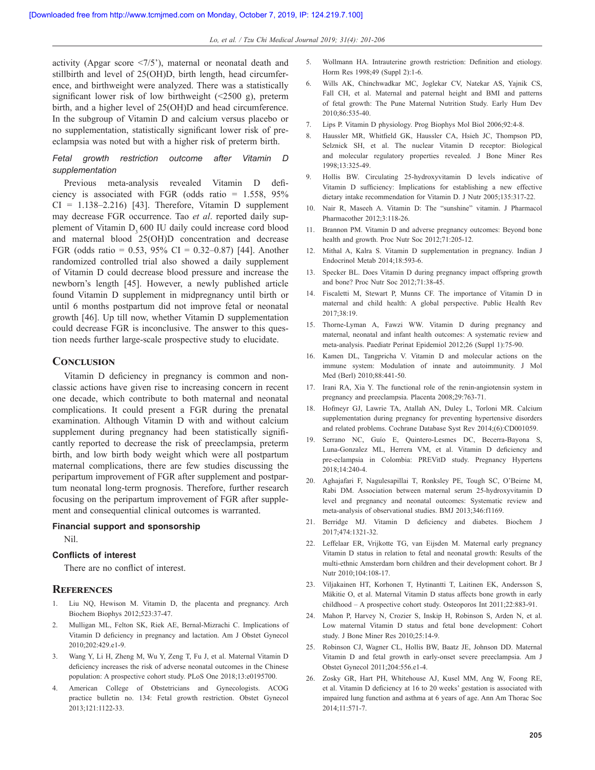activity (Apgar score <7/5'), maternal or neonatal death and stillbirth and level of 25(OH)D, birth length, head circumference, and birthweight were analyzed. There was a statistically significant lower risk of low birthweight (<2500 g), preterm birth, and a higher level of 25(OH)D and head circumference. In the subgroup of Vitamin D and calcium versus placebo or no supplementation, statistically significant lower risk of pre-eclampsia was noted but with a higher risk of preterm birth.

### *Fetal growth restriction outcome after Vitamin D supplementation*

Previous meta-analysis revealed Vitamin D deficiency is associated with FGR (odds ratio = 1.558, 95% CI = 1.138–2.216) [43]. Therefore, Vitamin D supplement may decrease FGR occurrence. Tao *et al*. reported daily supplement of Vitamin $D_3$ 600 IU daily could increase cord blood and maternal blood 25(OH)D concentration and decrease FGR (odds ratio = 0.53, 95% CI = 0.32–0.87) [44]. Another randomized controlled trial also showed a daily supplement of Vitamin D could decrease blood pressure and increase the newborn's length [45]. However, a newly published article found Vitamin D supplement in midpregnancy until birth or until 6 months postpartum did not improve fetal or neonatal growth [46]. Up till now, whether Vitamin D supplementation could decrease FGR is inconclusive. The answer to this question needs further large-scale prospective study to elucidate.

## Conclusion

Vitamin D deficiency in pregnancy is common and non-classic actions have given rise to increasing concern in recent one decade, which contribute to both maternal and neonatal complications. It could present a FGR during the prenatal examination. Although Vitamin D with and without calcium supplement during pregnancy had been statistically significantly reported to decrease the risk of preeclampsia, preterm birth, and low birth body weight which were all postpartum maternal complications, there are few studies discussing the peripartum improvement of FGR after supplement and postpartum neonatal long-term prognosis. Therefore, further research focusing on the peripartum improvement of FGR after supplement and consequential clinical outcomes is warranted.

### Financial support and sponsorship

Nil.

### Conflicts of interest

There are no conflict of interest.

## References

1. Liu NQ, Hewison M. Vitamin D, the placenta and pregnancy. Arch Biochem Biophys 2012;523:37-47.
2. Mulligan ML, Felton SK, Riek AE, Bernal-Mizrachi C. Implications of Vitamin D deficiency in pregnancy and lactation. Am J Obstet Gynecol 2010;202:429.e1-9.
3. Wang Y, Li H, Zheng M, Wu Y, Zeng T, Fu J, et al. Maternal Vitamin D deficiency increases the risk of adverse neonatal outcomes in the Chinese population: A prospective cohort study. PLoS One 2018;13:e0195700.
4. American College of Obstetricians and Gynecologists. ACOG practice bulletin no. 134: Fetal growth restriction. Obstet Gynecol 2013;121:1122-33.
5. Wollmann HA. Intrauterine growth restriction: Definition and etiology. Horm Res 1998;49 (Suppl 2):1-6.
6. Wills AK, Chinchwadkar MC, Joglekar CV, Natekar AS, Yajnik CS, Fall CH, et al. Maternal and paternal height and BMI and patterns of fetal growth: The Pune Maternal Nutrition Study. Early Hum Dev 2010;86:535-40.
7. Lips P. Vitamin D physiology. Prog Biophys Mol Biol 2006;92:4-8.
8. Haussler MR, Whitfield GK, Haussler CA, Hsieh JC, Thompson PD, Selznick SH, et al. The nuclear Vitamin D receptor: Biological and molecular regulatory properties revealed. J Bone Miner Res 1998;13:325-49.
9. Hollis BW. Circulating 25-hydroxyvitamin D levels indicative of Vitamin D sufficiency: Implications for establishing a new effective dietary intake recommendation for Vitamin D. J Nutr 2005;135:317-22.
10. Nair R, Maseeh A. Vitamin D: The "sunshine" vitamin. J Pharmacol Pharmacother 2012;3:118-26.
11. Brannon PM. Vitamin D and adverse pregnancy outcomes: Beyond bone health and growth. Proc Nutr Soc 2012;71:205-12.
12. Mithal A, Kalra S. Vitamin D supplementation in pregnancy. Indian J Endocrinol Metab 2014;18:593-6.
13. Specker BL. Does Vitamin D during pregnancy impact offspring growth and bone? Proc Nutr Soc 2012;71:38-45.
14. Fiscaletti M, Stewart P, Munns CF. The importance of Vitamin D in maternal and child health: A global perspective. Public Health Rev 2017;38:19.
15. Thorne-Lyman A, Fawzi WW. Vitamin D during pregnancy and maternal, neonatal and infant health outcomes: A systematic review and meta-analysis. Paediatr Perinat Epidemiol 2012;26 (Suppl 1):75-90.
16. Kamen DL, Tangpricha V. Vitamin D and molecular actions on the immune system: Modulation of innate and autoimmunity. J Mol Med (Berl) 2010;88:441-50.
17. Irani RA, Xia Y. The functional role of the renin-angiotensin system in pregnancy and preeclampsia. Placenta 2008;29:763-71.
18. Hofmeyr GJ, Lawrie TA, Atallah AN, Duley L, Torloni MR. Calcium supplementation during pregnancy for preventing hypertensive disorders and related problems. Cochrane Database Syst Rev 2014;(6):CD001059.
19. Serrano NC, Guío E, Quintero-Lesmes DC, Becerra-Bayona S, Luna-Gonzalez ML, Herrera VM, et al. Vitamin D deficiency and pre-eclampsia in Colombia: PREVitD study. Pregnancy Hypertens 2018;14:240-4.
20. Aghajafari F, Nagulesapillai T, Ronksley PE, Tough SC, O'Beirne M, Rabi DM. Association between maternal serum 25-hydroxyvitamin D level and pregnancy and neonatal outcomes: Systematic review and meta-analysis of observational studies. BMJ 2013;346:f1169.
21. Berridge MJ. Vitamin D deficiency and diabetes. Biochem J 2017;474:1321-32.
22. Leffelaar ER, Vrijkotte TG, van Eijsden M. Maternal early pregnancy Vitamin D status in relation to fetal and neonatal growth: Results of the multi-ethnic Amsterdam born children and their development cohort. Br J Nutr 2010;104:108-17.
23. Viljakainen HT, Korhonen T, Hytinantti T, Laitinen EK, Andersson S, Mäkitie O, et al. Maternal Vitamin D status affects bone growth in early childhood – A prospective cohort study. Osteoporos Int 2011;22:883-91.
24. Mahon P, Harvey N, Crozier S, Inskip H, Robinson S, Arden N, et al. Low maternal Vitamin D status and fetal bone development: Cohort study. J Bone Miner Res 2010;25:14-9.
25. Robinson CJ, Wagner CL, Hollis BW, Baatz JE, Johnson DD. Maternal Vitamin D and fetal growth in early-onset severe preeclampsia. Am J Obstet Gynecol 2011;204:556.e1-4.
26. Zosky GR, Hart PH, Whitehouse AJ, Kusel MM, Ang W, Foong RE, et al. Vitamin D deficiency at 16 to 20 weeks' gestation is associated with impaired lung function and asthma at 6 years of age. Ann Am Thorac Soc 2014;11:571-7.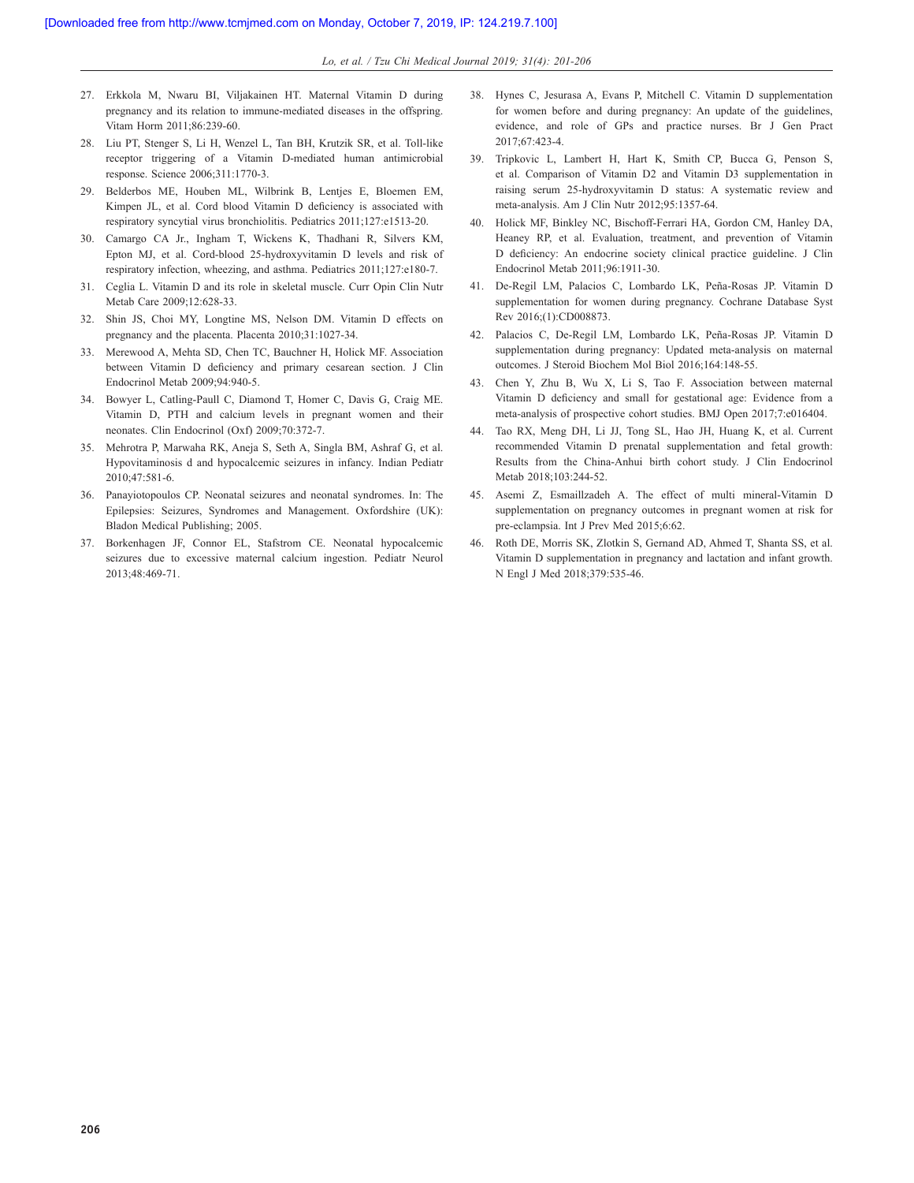27. Erkkola M, Nwaru BI, Viljakainen HT. Maternal Vitamin D during pregnancy and its relation to immune-mediated diseases in the offspring. Vitam Horm 2011;86:239-60.
28. Liu PT, Stenger S, Li H, Wenzel L, Tan BH, Krutzik SR, et al. Toll-like receptor triggering of a Vitamin D-mediated human antimicrobial response. Science 2006;311:1770-3.
29. Belderbos ME, Houben ML, Wilbrink B, Lentjes E, Bloemen EM, Kimpen JL, et al. Cord blood Vitamin D deficiency is associated with respiratory syncytial virus bronchiolitis. Pediatrics 2011;127:e1513-20.
30. Camargo CA Jr., Ingham T, Wickens K, Thadhani R, Silvers KM, Epton MJ, et al. Cord-blood 25-hydroxyvitamin D levels and risk of respiratory infection, wheezing, and asthma. Pediatrics 2011;127:e180-7.
31. Ceglia L. Vitamin D and its role in skeletal muscle. Curr Opin Clin Nutr Metab Care 2009;12:628-33.
32. Shin JS, Choi MY, Longtine MS, Nelson DM. Vitamin D effects on pregnancy and the placenta. Placenta 2010;31:1027-34.
33. Merewood A, Mehta SD, Chen TC, Bauchner H, Holick MF. Association between Vitamin D deficiency and primary cesarean section. J Clin Endocrinol Metab 2009;94:940-5.
34. Bowyer L, Catling-Paull C, Diamond T, Homer C, Davis G, Craig ME. Vitamin D, PTH and calcium levels in pregnant women and their neonates. Clin Endocrinol (Oxf) 2009;70:372-7.
35. Mehrotra P, Marwaha RK, Aneja S, Seth A, Singla BM, Ashraf G, et al. Hypovitaminosis d and hypocalcemic seizures in infancy. Indian Pediatr 2010;47:581-6.
36. Panayiotopoulos CP. Neonatal seizures and neonatal syndromes. In: The Epilepsies: Seizures, Syndromes and Management. Oxfordshire (UK): Bladon Medical Publishing; 2005.
37. Borkenhagen JF, Connor EL, Stafstrom CE. Neonatal hypocalcemic seizures due to excessive maternal calcium ingestion. Pediatr Neurol 2013;48:469-71.
38. Hynes C, Jesurasa A, Evans P, Mitchell C. Vitamin D supplementation for women before and during pregnancy: An update of the guidelines, evidence, and role of GPs and practice nurses. Br J Gen Pract 2017;67:423-4.
39. Tripkovic L, Lambert H, Hart K, Smith CP, Bucca G, Penson S, et al. Comparison of Vitamin D2 and Vitamin D3 supplementation in raising serum 25-hydroxyvitamin D status: A systematic review and meta-analysis. Am J Clin Nutr 2012;95:1357-64.
40. Holick MF, Binkley NC, Bischoff-Ferrari HA, Gordon CM, Hanley DA, Heaney RP, et al. Evaluation, treatment, and prevention of Vitamin D deficiency: An endocrine society clinical practice guideline. J Clin Endocrinol Metab 2011;96:1911-30.
41. De-Regil LM, Palacios C, Lombardo LK, Peña-Rosas JP. Vitamin D supplementation for women during pregnancy. Cochrane Database Syst Rev 2016;(1):CD008873.
42. Palacios C, De-Regil LM, Lombardo LK, Peña-Rosas JP. Vitamin D supplementation during pregnancy: Updated meta-analysis on maternal outcomes. J Steroid Biochem Mol Biol 2016;164:148-55.
43. Chen Y, Zhu B, Wu X, Li S, Tao F. Association between maternal Vitamin D deficiency and small for gestational age: Evidence from a meta-analysis of prospective cohort studies. BMJ Open 2017;7:e016404.
44. Tao RX, Meng DH, Li JJ, Tong SL, Hao JH, Huang K, et al. Current recommended Vitamin D prenatal supplementation and fetal growth: Results from the China-Anhui birth cohort study. J Clin Endocrinol Metab 2018;103:244-52.
45. Asemi Z, Esmaillzadeh A. The effect of multi mineral-Vitamin D supplementation on pregnancy outcomes in pregnant women at risk for pre-eclampsia. Int J Prev Med 2015;6:62.
46. Roth DE, Morris SK, Zlotkin S, Gernand AD, Ahmed T, Shanta SS, et al. Vitamin D supplementation in pregnancy and lactation and infant growth. N Engl J Med 2018;379:535-46.